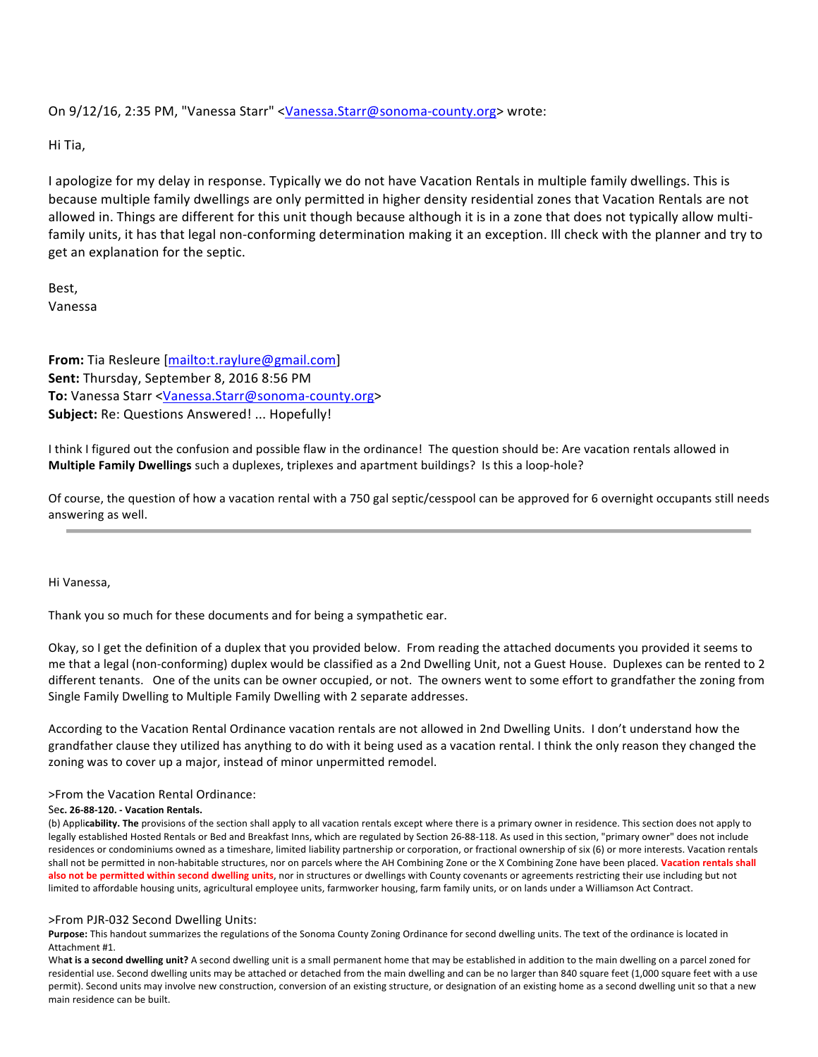On 9/12/16, 2:35 PM, "Vanessa Starr" <Vanessa.Starr@sonoma-county.org> wrote:

Hi Tia,

I apologize for my delay in response. Typically we do not have Vacation Rentals in multiple family dwellings. This is because multiple family dwellings are only permitted in higher density residential zones that Vacation Rentals are not allowed in. Things are different for this unit though because although it is in a zone that does not typically allow multi-family units, it has that legal non-conforming determination making it an exception. Ill check with the planner and try to get an explanation for the septic.

Best,
Vanessa

**From:** Tia Resleure [mailto:t.raylure@gmail.com]
**Sent:** Thursday, September 8, 2016 8:56 PM
**To:** Vanessa Starr <Vanessa.Starr@sonoma-county.org>
**Subject:** Re: Questions Answered! ... Hopefully!

I think I figured out the confusion and possible flaw in the ordinance! The question should be: Are vacation rentals allowed in **Multiple Family Dwellings** such a duplexes, triplexes and apartment buildings? Is this a loop-hole?

Of course, the question of how a vacation rental with a 750 gal septic/cesspool can be approved for 6 overnight occupants still needs answering as well.

---

Hi Vanessa,

Thank you so much for these documents and for being a sympathetic ear.

Okay, so I get the definition of a duplex that you provided below. From reading the attached documents you provided it seems to me that a legal (non-conforming) duplex would be classified as a 2nd Dwelling Unit, not a Guest House. Duplexes can be rented to 2 different tenants. One of the units can be owner occupied, or not. The owners went to some effort to grandfather the zoning from Single Family Dwelling to Multiple Family Dwelling with 2 separate addresses.

According to the Vacation Rental Ordinance vacation rentals are not allowed in 2nd Dwelling Units. I don't understand how the grandfather clause they utilized has anything to do with it being used as a vacation rental. I think the only reason they changed the zoning was to cover up a major, instead of minor unpermitted remodel.

>From the Vacation Rental Ordinance:

**Sec. 26-88-120. - Vacation Rentals.**

(b) **Applicability.** The provisions of the section shall apply to all vacation rentals except where there is a primary owner in residence. This section does not apply to legally established Hosted Rentals or Bed and Breakfast Inns, which are regulated by Section 26-88-118. As used in this section, "primary owner" does not include residences or condominiums owned as a timeshare, limited liability partnership or corporation, or fractional ownership of six (6) or more interests. Vacation rentals shall not be permitted in non-habitable structures, nor on parcels where the AH Combining Zone or the X Combining Zone have been placed. **Vacation rentals shall also not be permitted within second dwelling units**, nor in structures or dwellings with County covenants or agreements restricting their use including but not limited to affordable housing units, agricultural employee units, farmworker housing, farm family units, or on lands under a Williamson Act Contract.

>From PJR-032 Second Dwelling Units:

**Purpose:** This handout summarizes the regulations of the Sonoma County Zoning Ordinance for second dwelling units. The text of the ordinance is located in Attachment #1.

**What is a second dwelling unit?** A second dwelling unit is a small permanent home that may be established in addition to the main dwelling on a parcel zoned for residential use. Second dwelling units may be attached or detached from the main dwelling and can be no larger than 840 square feet (1,000 square feet with a use permit). Second units may involve new construction, conversion of an existing structure, or designation of an existing home as a second dwelling unit so that a new main residence can be built.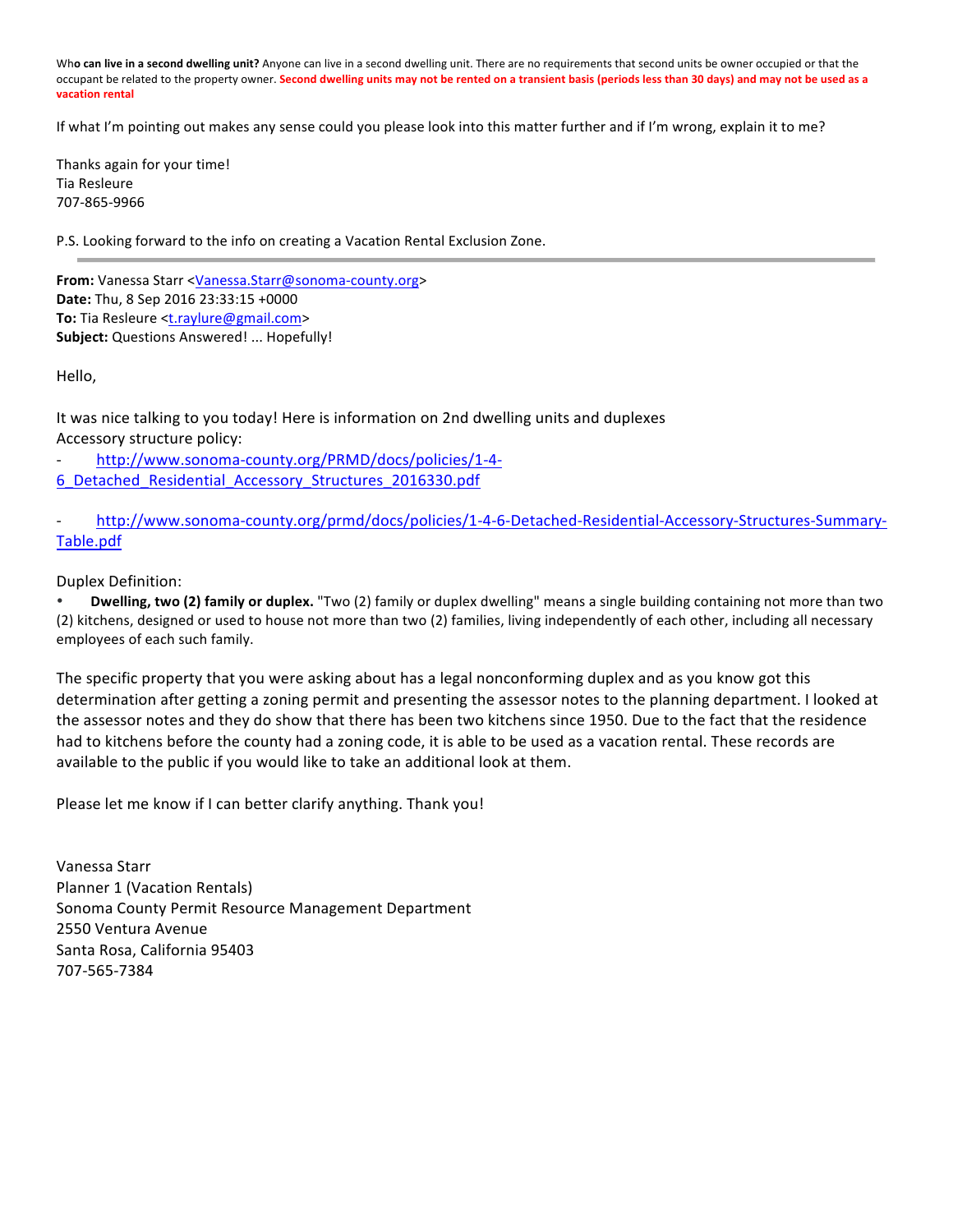**Who can live in a second dwelling unit?** Anyone can live in a second dwelling unit. There are no requirements that second units be owner occupied or that the occupant be related to the property owner. **Second dwelling units may not be rented on a transient basis (periods less than 30 days) and may not be used as a vacation rental**

If what I'm pointing out makes any sense could you please look into this matter further and if I'm wrong, explain it to me?

Thanks again for your time!
Tia Resleure
707-865-9966

P.S. Looking forward to the info on creating a Vacation Rental Exclusion Zone.

---

**From:** Vanessa Starr <Vanessa.Starr@sonoma-county.org>
**Date:** Thu, 8 Sep 2016 23:33:15 +0000
**To:** Tia Resleure <t.raylure@gmail.com>
**Subject:** Questions Answered! ... Hopefully!

Hello,

It was nice talking to you today! Here is information on 2nd dwelling units and duplexes
Accessory structure policy:

- http://www.sonoma-county.org/PRMD/docs/policies/1-4-6_Detached_Residential_Accessory_Structures_2016330.pdf

- http://www.sonoma-county.org/prmd/docs/policies/1-4-6-Detached-Residential-Accessory-Structures-Summary-Table.pdf

Duplex Definition:

- **Dwelling, two (2) family or duplex.** "Two (2) family or duplex dwelling" means a single building containing not more than two (2) kitchens, designed or used to house not more than two (2) families, living independently of each other, including all necessary employees of each such family.

The specific property that you were asking about has a legal nonconforming duplex and as you know got this determination after getting a zoning permit and presenting the assessor notes to the planning department. I looked at the assessor notes and they do show that there has been two kitchens since 1950. Due to the fact that the residence had to kitchens before the county had a zoning code, it is able to be used as a vacation rental. These records are available to the public if you would like to take an additional look at them.

Please let me know if I can better clarify anything. Thank you!

Vanessa Starr
Planner 1 (Vacation Rentals)
Sonoma County Permit Resource Management Department
2550 Ventura Avenue
Santa Rosa, California 95403
707-565-7384